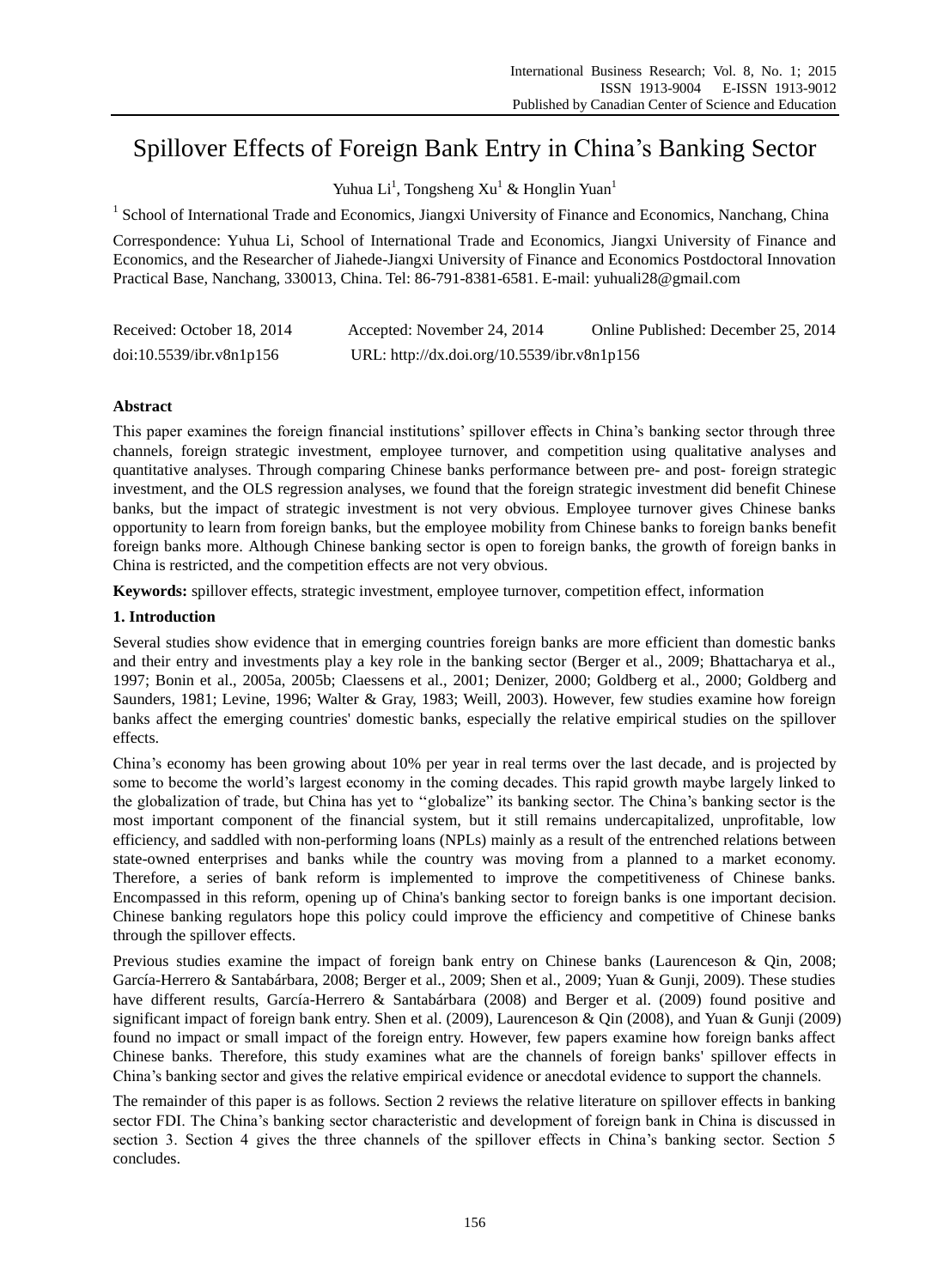# Spillover Effects of Foreign Bank Entry in China's Banking Sector

Yuhua Li[1], Tongsheng Xu[1] & Honglin Yuan[1]

[1] School of International Trade and Economics, Jiangxi University of Finance and Economics, Nanchang, China

Correspondence: Yuhua Li, School of International Trade and Economics, Jiangxi University of Finance and Economics, and the Researcher of Jiahede-Jiangxi University of Finance and Economics Postdoctoral Innovation Practical Base, Nanchang, 330013, China. Tel: 86-791-8381-6581. E-mail: yuhuali28@gmail.com

Received: October 18, 2014 Accepted: November 24, 2014 Online Published: December 25, 2014

doi:10.5539/ibr.v8n1p156 URL: http://dx.doi.org/10.5539/ibr.v8n1p156

## Abstract

This paper examines the foreign financial institutions' spillover effects in China's banking sector through three channels, foreign strategic investment, employee turnover, and competition using qualitative analyses and quantitative analyses. Through comparing Chinese banks performance between pre- and post- foreign strategic investment, and the OLS regression analyses, we found that the foreign strategic investment did benefit Chinese banks, but the impact of strategic investment is not very obvious. Employee turnover gives Chinese banks opportunity to learn from foreign banks, but the employee mobility from Chinese banks to foreign banks benefit foreign banks more. Although Chinese banking sector is open to foreign banks, the growth of foreign banks in China is restricted, and the competition effects are not very obvious.

**Keywords:** spillover effects, strategic investment, employee turnover, competition effect, information

## 1. Introduction

Several studies show evidence that in emerging countries foreign banks are more efficient than domestic banks and their entry and investments play a key role in the banking sector (Berger et al., 2009; Bhattacharya et al., 1997; Bonin et al., 2005a, 2005b; Claessens et al., 2001; Denizer, 2000; Goldberg et al., 2000; Goldberg and Saunders, 1981; Levine, 1996; Walter & Gray, 1983; Weill, 2003). However, few studies examine how foreign banks affect the emerging countries' domestic banks, especially the relative empirical studies on the spillover effects.

China's economy has been growing about 10% per year in real terms over the last decade, and is projected by some to become the world's largest economy in the coming decades. This rapid growth maybe largely linked to the globalization of trade, but China has yet to "globalize" its banking sector. The China's banking sector is the most important component of the financial system, but it still remains undercapitalized, unprofitable, low efficiency, and saddled with non-performing loans (NPLs) mainly as a result of the entrenched relations between state-owned enterprises and banks while the country was moving from a planned to a market economy. Therefore, a series of bank reform is implemented to improve the competitiveness of Chinese banks. Encompassed in this reform, opening up of China's banking sector to foreign banks is one important decision. Chinese banking regulators hope this policy could improve the efficiency and competitive of Chinese banks through the spillover effects.

Previous studies examine the impact of foreign bank entry on Chinese banks (Laurenceson & Qin, 2008; García-Herrero & Santabárbara, 2008; Berger et al., 2009; Shen et al., 2009; Yuan & Gunji, 2009). These studies have different results, García-Herrero & Santabárbara (2008) and Berger et al. (2009) found positive and significant impact of foreign bank entry. Shen et al. (2009), Laurenceson & Qin (2008), and Yuan & Gunji (2009) found no impact or small impact of the foreign entry. However, few papers examine how foreign banks affect Chinese banks. Therefore, this study examines what are the channels of foreign banks' spillover effects in China's banking sector and gives the relative empirical evidence or anecdotal evidence to support the channels.

The remainder of this paper is as follows. Section 2 reviews the relative literature on spillover effects in banking sector FDI. The China's banking sector characteristic and development of foreign bank in China is discussed in section 3. Section 4 gives the three channels of the spillover effects in China's banking sector. Section 5 concludes.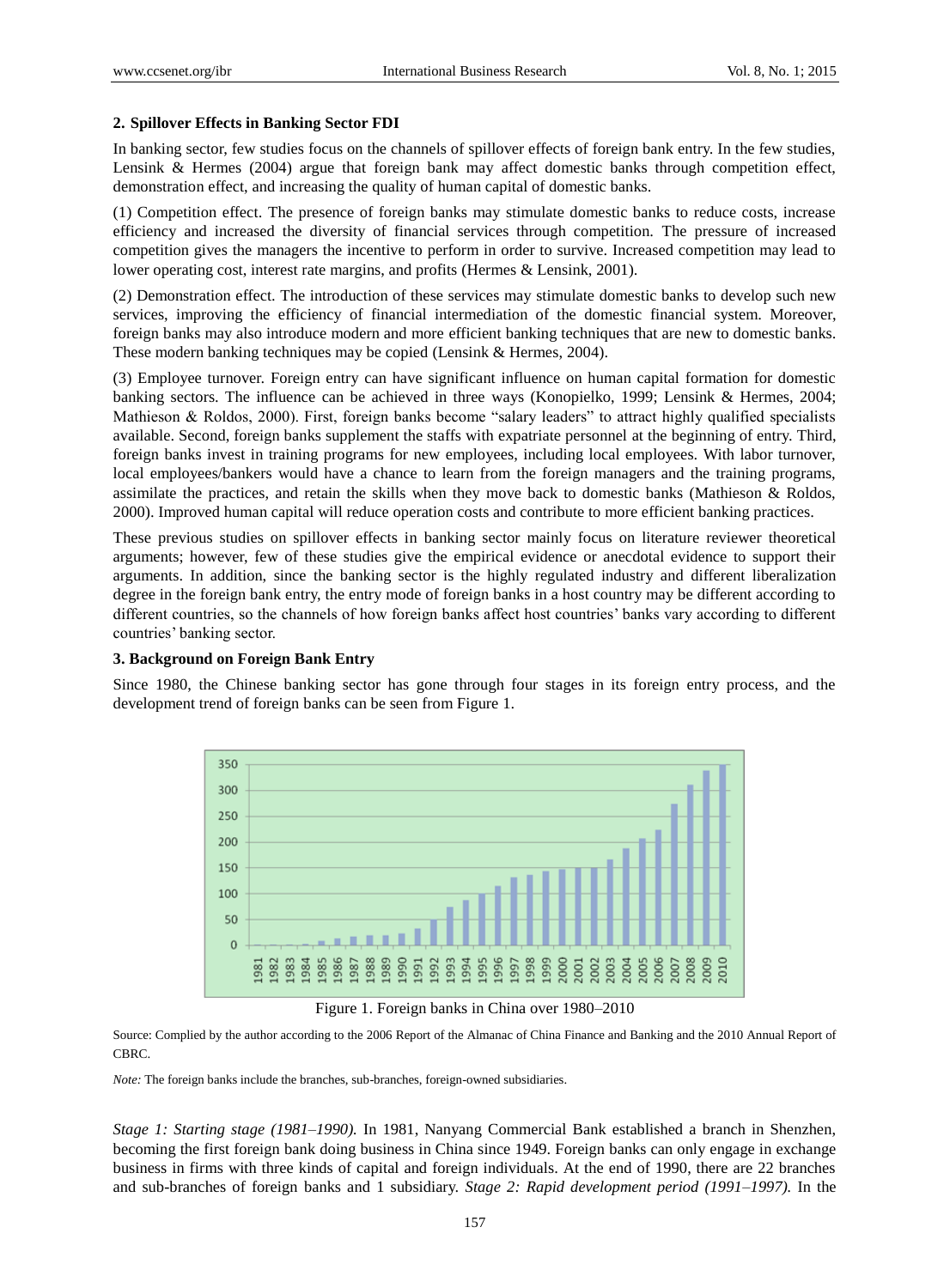## 2. Spillover Effects in Banking Sector FDI

In banking sector, few studies focus on the channels of spillover effects of foreign bank entry. In the few studies, Lensink & Hermes (2004) argue that foreign bank may affect domestic banks through competition effect, demonstration effect, and increasing the quality of human capital of domestic banks.

(1) Competition effect. The presence of foreign banks may stimulate domestic banks to reduce costs, increase efficiency and increased the diversity of financial services through competition. The pressure of increased competition gives the managers the incentive to perform in order to survive. Increased competition may lead to lower operating cost, interest rate margins, and profits (Hermes & Lensink, 2001).

(2) Demonstration effect. The introduction of these services may stimulate domestic banks to develop such new services, improving the efficiency of financial intermediation of the domestic financial system. Moreover, foreign banks may also introduce modern and more efficient banking techniques that are new to domestic banks. These modern banking techniques may be copied (Lensink & Hermes, 2004).

(3) Employee turnover. Foreign entry can have significant influence on human capital formation for domestic banking sectors. The influence can be achieved in three ways (Konopielko, 1999; Lensink & Hermes, 2004; Mathieson & Roldos, 2000). First, foreign banks become "salary leaders" to attract highly qualified specialists available. Second, foreign banks supplement the staffs with expatriate personnel at the beginning of entry. Third, foreign banks invest in training programs for new employees, including local employees. With labor turnover, local employees/bankers would have a chance to learn from the foreign managers and the training programs, assimilate the practices, and retain the skills when they move back to domestic banks (Mathieson & Roldos, 2000). Improved human capital will reduce operation costs and contribute to more efficient banking practices.

These previous studies on spillover effects in banking sector mainly focus on literature reviewer theoretical arguments; however, few of these studies give the empirical evidence or anecdotal evidence to support their arguments. In addition, since the banking sector is the highly regulated industry and different liberalization degree in the foreign bank entry, the entry mode of foreign banks in a host country may be different according to different countries, so the channels of how foreign banks affect host countries' banks vary according to different countries' banking sector.

## 3. Background on Foreign Bank Entry

Since 1980, the Chinese banking sector has gone through four stages in its foreign entry process, and the development trend of foreign banks can be seen from Figure 1.

Figure 1. Foreign banks in China over 1980–2010

Source: Complied by the author according to the 2006 Report of the Almanac of China Finance and Banking and the 2010 Annual Report of CBRC.

*Note:* The foreign banks include the branches, sub-branches, foreign-owned subsidiaries.

*Stage 1: Starting stage (1981–1990).* In 1981, Nanyang Commercial Bank established a branch in Shenzhen, becoming the first foreign bank doing business in China since 1949. Foreign banks can only engage in exchange business in firms with three kinds of capital and foreign individuals. At the end of 1990, there are 22 branches and sub-branches of foreign banks and 1 subsidiary. *Stage 2: Rapid development period (1991–1997).* In the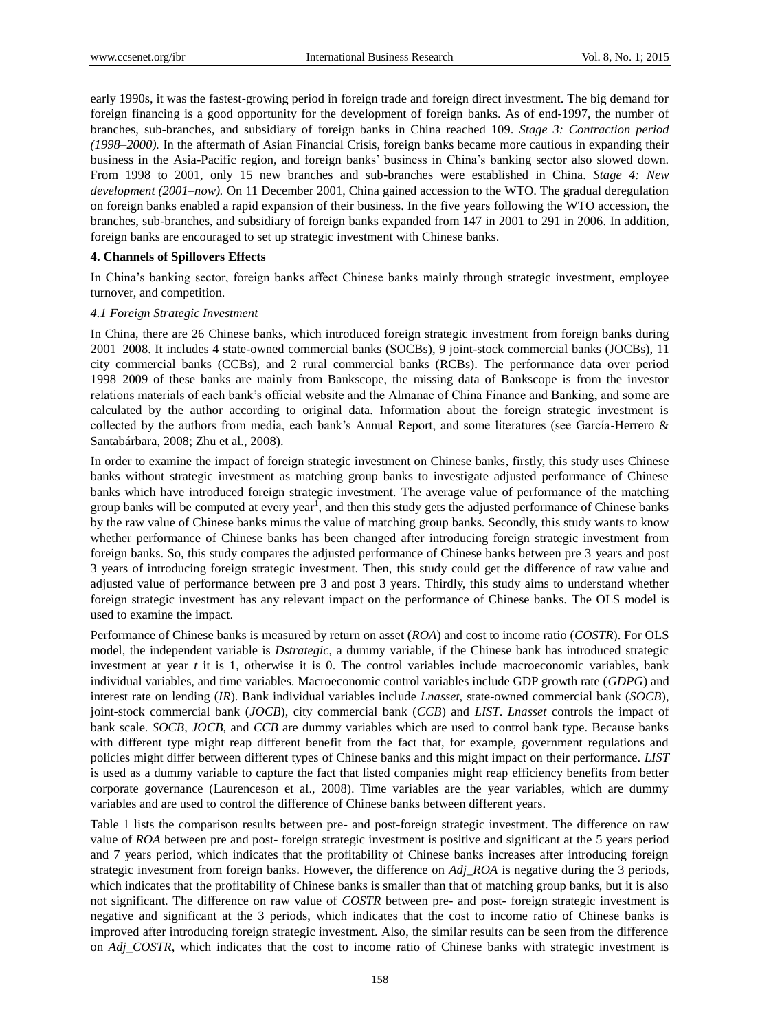early 1990s, it was the fastest-growing period in foreign trade and foreign direct investment. The big demand for foreign financing is a good opportunity for the development of foreign banks. As of end-1997, the number of branches, sub-branches, and subsidiary of foreign banks in China reached 109. *Stage 3: Contraction period (1998–2000).* In the aftermath of Asian Financial Crisis, foreign banks became more cautious in expanding their business in the Asia-Pacific region, and foreign banks' business in China's banking sector also slowed down. From 1998 to 2001, only 15 new branches and sub-branches were established in China. *Stage 4: New development (2001–now).* On 11 December 2001, China gained accession to the WTO. The gradual deregulation on foreign banks enabled a rapid expansion of their business. In the five years following the WTO accession, the branches, sub-branches, and subsidiary of foreign banks expanded from 147 in 2001 to 291 in 2006. In addition, foreign banks are encouraged to set up strategic investment with Chinese banks.

## 4. Channels of Spillovers Effects

In China's banking sector, foreign banks affect Chinese banks mainly through strategic investment, employee turnover, and competition.

### 4.1 Foreign Strategic Investment

In China, there are 26 Chinese banks, which introduced foreign strategic investment from foreign banks during 2001–2008. It includes 4 state-owned commercial banks (SOCBs), 9 joint-stock commercial banks (JOCBs), 11 city commercial banks (CCBs), and 2 rural commercial banks (RCBs). The performance data over period 1998–2009 of these banks are mainly from Bankscope, the missing data of Bankscope is from the investor relations materials of each bank's official website and the Almanac of China Finance and Banking, and some are calculated by the author according to original data. Information about the foreign strategic investment is collected by the authors from media, each bank's Annual Report, and some literatures (see García-Herrero & Santabárbara, 2008; Zhu et al., 2008).

In order to examine the impact of foreign strategic investment on Chinese banks, firstly, this study uses Chinese banks without strategic investment as matching group banks to investigate adjusted performance of Chinese banks which have introduced foreign strategic investment. The average value of performance of the matching group banks will be computed at every year[1], and then this study gets the adjusted performance of Chinese banks by the raw value of Chinese banks minus the value of matching group banks. Secondly, this study wants to know whether performance of Chinese banks has been changed after introducing foreign strategic investment from foreign banks. So, this study compares the adjusted performance of Chinese banks between pre 3 years and post 3 years of introducing foreign strategic investment. Then, this study could get the difference of raw value and adjusted value of performance between pre 3 and post 3 years. Thirdly, this study aims to understand whether foreign strategic investment has any relevant impact on the performance of Chinese banks. The OLS model is used to examine the impact.

Performance of Chinese banks is measured by return on asset (*ROA*) and cost to income ratio (*COSTR*). For OLS model, the independent variable is *Dstrategic*, a dummy variable, if the Chinese bank has introduced strategic investment at year *t* it is 1, otherwise it is 0. The control variables include macroeconomic variables, bank individual variables, and time variables. Macroeconomic control variables include GDP growth rate (*GDPG*) and interest rate on lending (*IR*). Bank individual variables include *Lnasset*, state-owned commercial bank (*SOCB*), joint-stock commercial bank (*JOCB*), city commercial bank (*CCB*) and *LIST*. *Lnasset* controls the impact of bank scale. *SOCB*, *JOCB,* and *CCB* are dummy variables which are used to control bank type. Because banks with different type might reap different benefit from the fact that, for example, government regulations and policies might differ between different types of Chinese banks and this might impact on their performance. *LIST* is used as a dummy variable to capture the fact that listed companies might reap efficiency benefits from better corporate governance (Laurenceson et al., 2008). Time variables are the year variables, which are dummy variables and are used to control the difference of Chinese banks between different years.

Table 1 lists the comparison results between pre- and post-foreign strategic investment. The difference on raw value of *ROA* between pre and post- foreign strategic investment is positive and significant at the 5 years period and 7 years period, which indicates that the profitability of Chinese banks increases after introducing foreign strategic investment from foreign banks. However, the difference on *Adj_ROA* is negative during the 3 periods, which indicates that the profitability of Chinese banks is smaller than that of matching group banks, but it is also not significant. The difference on raw value of *COSTR* between pre- and post- foreign strategic investment is negative and significant at the 3 periods, which indicates that the cost to income ratio of Chinese banks is improved after introducing foreign strategic investment. Also, the similar results can be seen from the difference on *Adj_COSTR*, which indicates that the cost to income ratio of Chinese banks with strategic investment is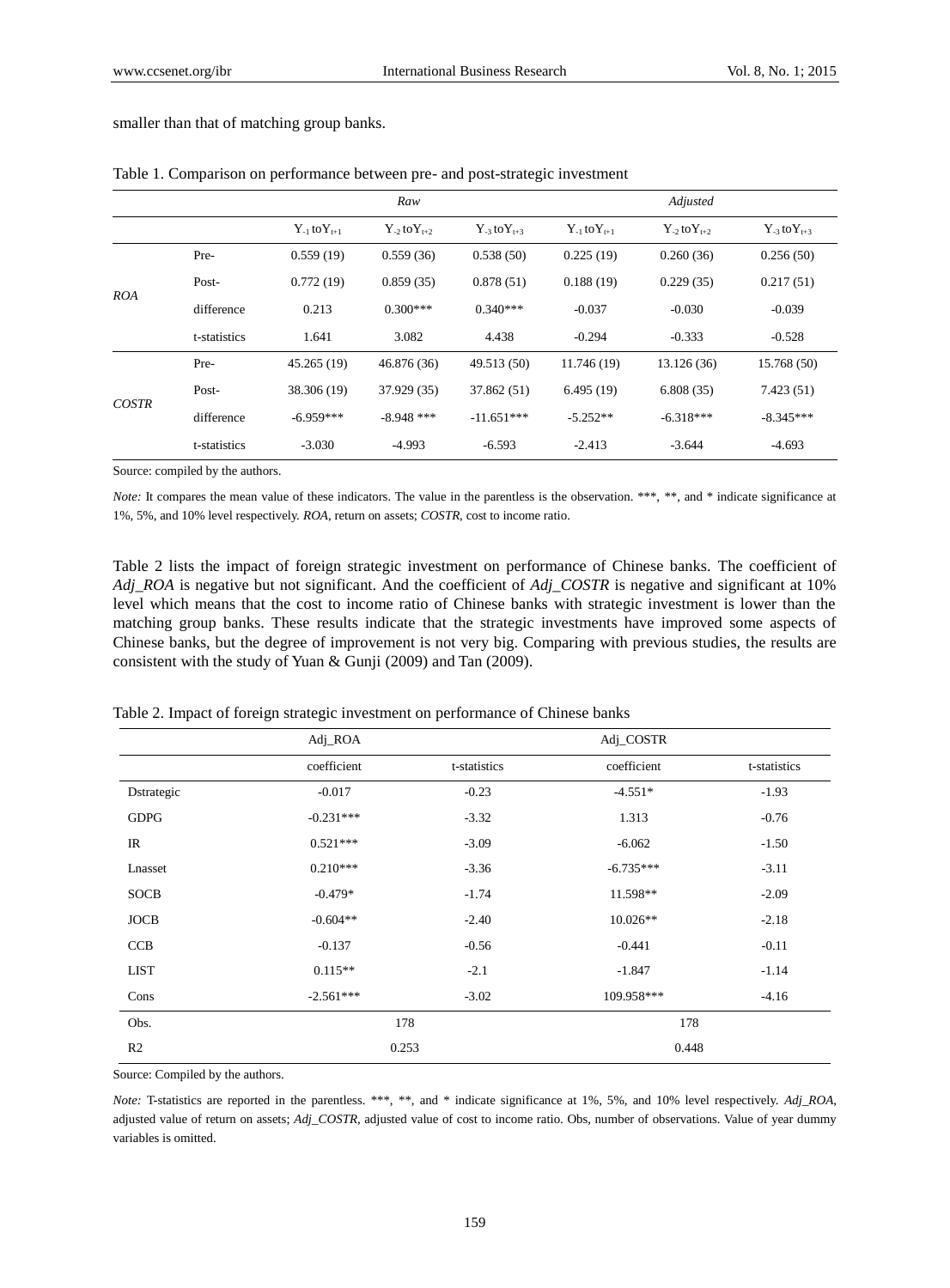smaller than that of matching group banks.

Table 1. Comparison on performance between pre- and post-strategic investment

| | | *Raw* | | | *Adjusted* | | |
|---|---|---|---|---|---|---|---|
| | | $Y_{-1}$ to $Y_{t+1}$ | $Y_{-2}$ to $Y_{t+2}$ | $Y_{-3}$ to $Y_{t+3}$ | $Y_{-1}$ to $Y_{t+1}$ | $Y_{-2}$ to $Y_{t+2}$ | $Y_{-3}$ to $Y_{t+3}$ |
| *ROA* | Pre- | 0.559 (19) | 0.559 (36) | 0.538 (50) | 0.225 (19) | 0.260 (36) | 0.256 (50) |
| | Post- | 0.772 (19) | 0.859 (35) | 0.878 (51) | 0.188 (19) | 0.229 (35) | 0.217 (51) |
| | difference | 0.213 | 0.300*** | 0.340*** | -0.037 | -0.030 | -0.039 |
| | t-statistics | 1.641 | 3.082 | 4.438 | -0.294 | -0.333 | -0.528 |
| *COSTR* | Pre- | 45.265 (19) | 46.876 (36) | 49.513 (50) | 11.746 (19) | 13.126 (36) | 15.768 (50) |
| | Post- | 38.306 (19) | 37.929 (35) | 37.862 (51) | 6.495 (19) | 6.808 (35) | 7.423 (51) |
| | difference | -6.959*** | -8.948 *** | -11.651*** | -5.252** | -6.318*** | -8.345*** |
| | t-statistics | -3.030 | -4.993 | -6.593 | -2.413 | -3.644 | -4.693 |

Source: compiled by the authors.

*Note:* It compares the mean value of these indicators. The value in the parentless is the observation. ***, **, and * indicate significance at 1%, 5%, and 10% level respectively. *ROA*, return on assets; *COSTR*, cost to income ratio.

Table 2 lists the impact of foreign strategic investment on performance of Chinese banks. The coefficient of *Adj_ROA* is negative but not significant. And the coefficient of *Adj_COSTR* is negative and significant at 10% level which means that the cost to income ratio of Chinese banks with strategic investment is lower than the matching group banks. These results indicate that the strategic investments have improved some aspects of Chinese banks, but the degree of improvement is not very big. Comparing with previous studies, the results are consistent with the study of Yuan & Gunji (2009) and Tan (2009).

Table 2. Impact of foreign strategic investment on performance of Chinese banks

| | Adj_ROA | | Adj_COSTR | |
|---|---|---|---|---|
| | coefficient | t-statistics | coefficient | t-statistics |
| Dstrategic | -0.017 | -0.23 | -4.551* | -1.93 |
| GDPG | -0.231*** | -3.32 | 1.313 | -0.76 |
| IR | 0.521*** | -3.09 | -6.062 | -1.50 |
| Lnasset | 0.210*** | -3.36 | -6.735*** | -3.11 |
| SOCB | -0.479* | -1.74 | 11.598** | -2.09 |
| JOCB | -0.604** | -2.40 | 10.026** | -2.18 |
| CCB | -0.137 | -0.56 | -0.441 | -0.11 |
| LIST | 0.115** | -2.1 | -1.847 | -1.14 |
| Cons | -2.561*** | -3.02 | 109.958*** | -4.16 |
| Obs. | 178 | | 178 | |
| R2 | 0.253 | | 0.448 | |

Source: Compiled by the authors.

*Note:* T-statistics are reported in the parentless. ***, **, and * indicate significance at 1%, 5%, and 10% level respectively. *Adj_ROA*, adjusted value of return on assets; *Adj_COSTR*, adjusted value of cost to income ratio. Obs, number of observations. Value of year dummy variables is omitted.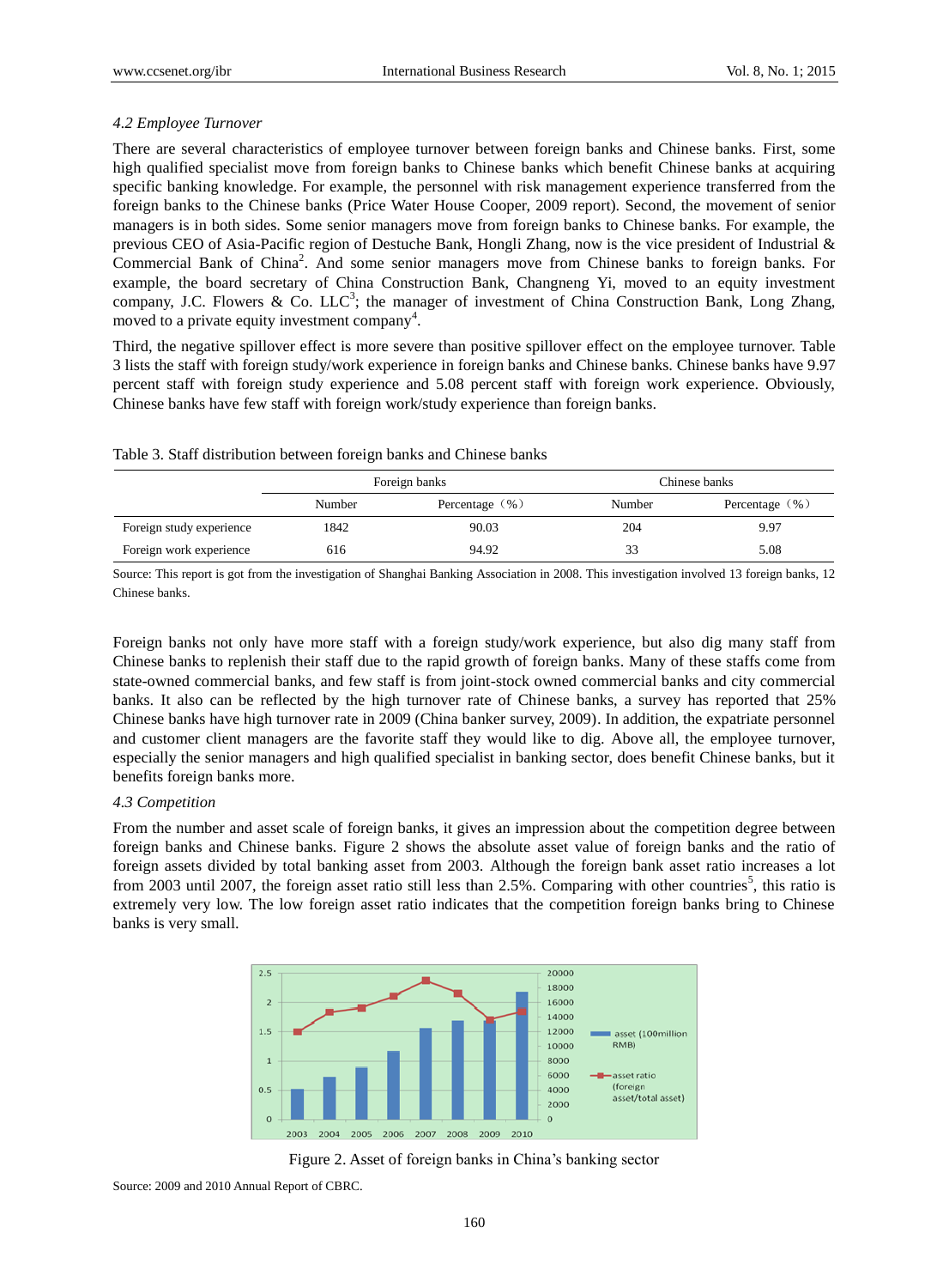*4.2 Employee Turnover*

There are several characteristics of employee turnover between foreign banks and Chinese banks. First, some high qualified specialist move from foreign banks to Chinese banks which benefit Chinese banks at acquiring specific banking knowledge. For example, the personnel with risk management experience transferred from the foreign banks to the Chinese banks (Price Water House Cooper, 2009 report). Second, the movement of senior managers is in both sides. Some senior managers move from foreign banks to Chinese banks. For example, the previous CEO of Asia-Pacific region of Destuche Bank, Hongli Zhang, now is the vice president of Industrial & Commercial Bank of China[2]. And some senior managers move from Chinese banks to foreign banks. For example, the board secretary of China Construction Bank, Changneng Yi, moved to an equity investment company, J.C. Flowers & Co. LLC[3]; the manager of investment of China Construction Bank, Long Zhang, moved to a private equity investment company[4].

Third, the negative spillover effect is more severe than positive spillover effect on the employee turnover. Table 3 lists the staff with foreign study/work experience in foreign banks and Chinese banks. Chinese banks have 9.97 percent staff with foreign study experience and 5.08 percent staff with foreign work experience. Obviously, Chinese banks have few staff with foreign work/study experience than foreign banks.

Table 3. Staff distribution between foreign banks and Chinese banks

| | Foreign banks | | Chinese banks | |
|---|---|---|---|---|
| | Number | Percentage（%） | Number | Percentage（%） |
| Foreign study experience | 1842 | 90.03 | 204 | 9.97 |
| Foreign work experience | 616 | 94.92 | 33 | 5.08 |

Source: This report is got from the investigation of Shanghai Banking Association in 2008. This investigation involved 13 foreign banks, 12 Chinese banks.

Foreign banks not only have more staff with a foreign study/work experience, but also dig many staff from Chinese banks to replenish their staff due to the rapid growth of foreign banks. Many of these staffs come from state-owned commercial banks, and few staff is from joint-stock owned commercial banks and city commercial banks. It also can be reflected by the high turnover rate of Chinese banks, a survey has reported that 25% Chinese banks have high turnover rate in 2009 (China banker survey, 2009). In addition, the expatriate personnel and customer client managers are the favorite staff they would like to dig. Above all, the employee turnover, especially the senior managers and high qualified specialist in banking sector, does benefit Chinese banks, but it benefits foreign banks more.

*4.3 Competition*

From the number and asset scale of foreign banks, it gives an impression about the competition degree between foreign banks and Chinese banks. Figure 2 shows the absolute asset value of foreign banks and the ratio of foreign assets divided by total banking asset from 2003. Although the foreign bank asset ratio increases a lot from 2003 until 2007, the foreign asset ratio still less than 2.5%. Comparing with other countries[5], this ratio is extremely very low. The low foreign asset ratio indicates that the competition foreign banks bring to Chinese banks is very small.

Figure 2. Asset of foreign banks in China's banking sector

Source: 2009 and 2010 Annual Report of CBRC.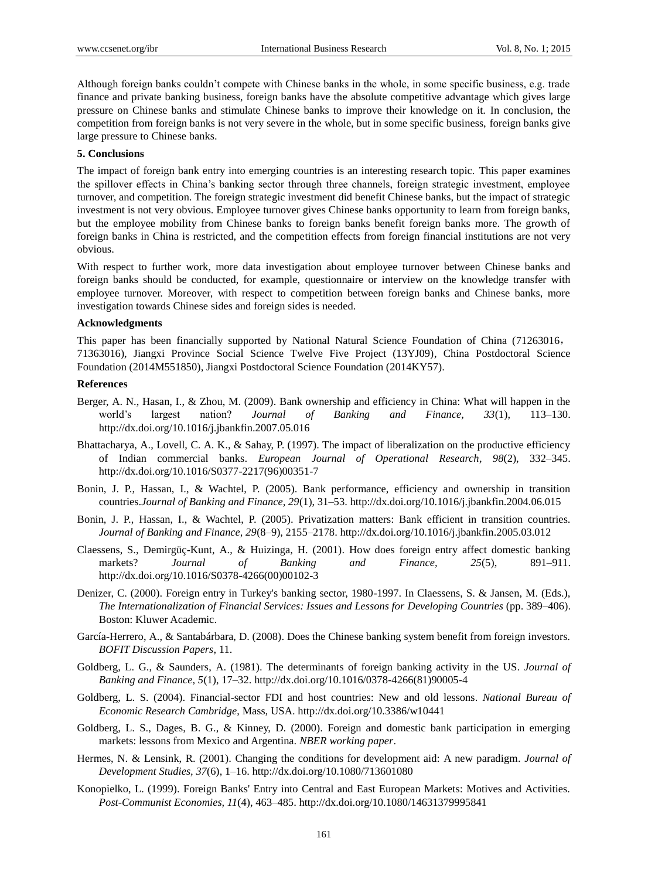Although foreign banks couldn't compete with Chinese banks in the whole, in some specific business, e.g. trade finance and private banking business, foreign banks have the absolute competitive advantage which gives large pressure on Chinese banks and stimulate Chinese banks to improve their knowledge on it. In conclusion, the competition from foreign banks is not very severe in the whole, but in some specific business, foreign banks give large pressure to Chinese banks.

### 5. Conclusions

The impact of foreign bank entry into emerging countries is an interesting research topic. This paper examines the spillover effects in China's banking sector through three channels, foreign strategic investment, employee turnover, and competition. The foreign strategic investment did benefit Chinese banks, but the impact of strategic investment is not very obvious. Employee turnover gives Chinese banks opportunity to learn from foreign banks, but the employee mobility from Chinese banks to foreign banks benefit foreign banks more. The growth of foreign banks in China is restricted, and the competition effects from foreign financial institutions are not very obvious.

With respect to further work, more data investigation about employee turnover between Chinese banks and foreign banks should be conducted, for example, questionnaire or interview on the knowledge transfer with employee turnover. Moreover, with respect to competition between foreign banks and Chinese banks, more investigation towards Chinese sides and foreign sides is needed.

### Acknowledgments

This paper has been financially supported by National Natural Science Foundation of China (71263016， 71363016), Jiangxi Province Social Science Twelve Five Project (13YJ09), China Postdoctoral Science Foundation (2014M551850), Jiangxi Postdoctoral Science Foundation (2014KY57).

### References

Berger, A. N., Hasan, I., & Zhou, M. (2009). Bank ownership and efficiency in China: What will happen in the world's largest nation? *Journal of Banking and Finance, 33*(1), 113–130. http://dx.doi.org/10.1016/j.jbankfin.2007.05.016

Bhattacharya, A., Lovell, C. A. K., & Sahay, P. (1997). The impact of liberalization on the productive efficiency of Indian commercial banks. *European Journal of Operational Research, 98*(2), 332–345. http://dx.doi.org/10.1016/S0377-2217(96)00351-7

Bonin, J. P., Hassan, I., & Wachtel, P. (2005). Bank performance, efficiency and ownership in transition countries.*Journal of Banking and Finance, 29*(1), 31–53. http://dx.doi.org/10.1016/j.jbankfin.2004.06.015

Bonin, J. P., Hassan, I., & Wachtel, P. (2005). Privatization matters: Bank efficient in transition countries. *Journal of Banking and Finance, 29*(8–9), 2155–2178. http://dx.doi.org/10.1016/j.jbankfin.2005.03.012

Claessens, S., Demirgüç-Kunt, A., & Huizinga, H. (2001). How does foreign entry affect domestic banking markets? *Journal of Banking and Finance, 25*(5), 891–911. http://dx.doi.org/10.1016/S0378-4266(00)00102-3

Denizer, C. (2000). Foreign entry in Turkey's banking sector, 1980-1997. In Claessens, S. & Jansen, M. (Eds.), *The Internationalization of Financial Services: Issues and Lessons for Developing Countries* (pp. 389–406). Boston: Kluwer Academic.

García-Herrero, A., & Santabárbara, D. (2008). Does the Chinese banking system benefit from foreign investors. *BOFIT Discussion Papers*, 11.

Goldberg, L. G., & Saunders, A. (1981). The determinants of foreign banking activity in the US. *Journal of Banking and Finance, 5*(1), 17–32. http://dx.doi.org/10.1016/0378-4266(81)90005-4

Goldberg, L. S. (2004). Financial-sector FDI and host countries: New and old lessons. *National Bureau of Economic Research Cambridge*, Mass, USA. http://dx.doi.org/10.3386/w10441

Goldberg, L. S., Dages, B. G., & Kinney, D. (2000). Foreign and domestic bank participation in emerging markets: lessons from Mexico and Argentina. *NBER working paper*.

Hermes, N. & Lensink, R. (2001). Changing the conditions for development aid: A new paradigm. *Journal of Development Studies, 37*(6), 1–16. http://dx.doi.org/10.1080/713601080

Konopielko, L. (1999). Foreign Banks' Entry into Central and East European Markets: Motives and Activities. *Post-Communist Economies, 11*(4), 463–485. http://dx.doi.org/10.1080/14631379995841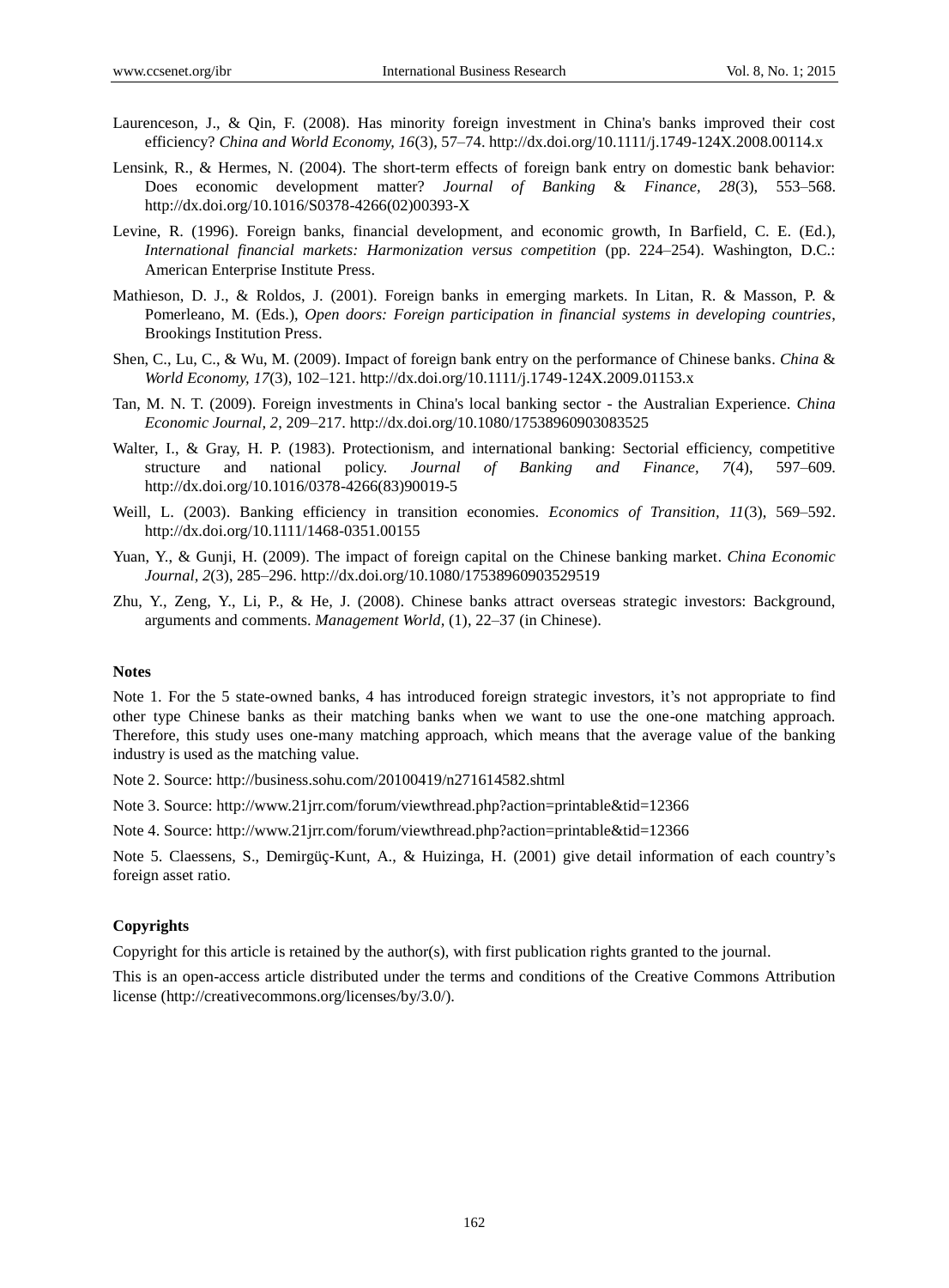Laurenceson, J., & Qin, F. (2008). Has minority foreign investment in China's banks improved their cost efficiency? *China and World Economy, 16*(3), 57–74. http://dx.doi.org/10.1111/j.1749-124X.2008.00114.x

Lensink, R., & Hermes, N. (2004). The short-term effects of foreign bank entry on domestic bank behavior: Does economic development matter? *Journal of Banking & Finance, 28*(3), 553–568. http://dx.doi.org/10.1016/S0378-4266(02)00393-X

Levine, R. (1996). Foreign banks, financial development, and economic growth, In Barfield, C. E. (Ed.), *International financial markets: Harmonization versus competition* (pp. 224–254). Washington, D.C.: American Enterprise Institute Press.

Mathieson, D. J., & Roldos, J. (2001). Foreign banks in emerging markets. In Litan, R. & Masson, P. & Pomerleano, M. (Eds.), *Open doors: Foreign participation in financial systems in developing countries*, Brookings Institution Press.

Shen, C., Lu, C., & Wu, M. (2009). Impact of foreign bank entry on the performance of Chinese banks. *China & World Economy, 17*(3), 102–121. http://dx.doi.org/10.1111/j.1749-124X.2009.01153.x

Tan, M. N. T. (2009). Foreign investments in China's local banking sector - the Australian Experience. *China Economic Journal, 2*, 209–217. http://dx.doi.org/10.1080/17538960903083525

Walter, I., & Gray, H. P. (1983). Protectionism, and international banking: Sectorial efficiency, competitive structure and national policy. *Journal of Banking and Finance, 7*(4), 597–609. http://dx.doi.org/10.1016/0378-4266(83)90019-5

Weill, L. (2003). Banking efficiency in transition economies. *Economics of Transition, 11*(3), 569–592. http://dx.doi.org/10.1111/1468-0351.00155

Yuan, Y., & Gunji, H. (2009). The impact of foreign capital on the Chinese banking market. *China Economic Journal, 2*(3), 285–296. http://dx.doi.org/10.1080/17538960903529519

Zhu, Y., Zeng, Y., Li, P., & He, J. (2008). Chinese banks attract overseas strategic investors: Background, arguments and comments. *Management World*, (1), 22–37 (in Chinese).

## Notes

Note 1. For the 5 state-owned banks, 4 has introduced foreign strategic investors, it's not appropriate to find other type Chinese banks as their matching banks when we want to use the one-one matching approach. Therefore, this study uses one-many matching approach, which means that the average value of the banking industry is used as the matching value.

Note 2. Source: http://business.sohu.com/20100419/n271614582.shtml

Note 3. Source: http://www.21jrr.com/forum/viewthread.php?action=printable&tid=12366

Note 4. Source: http://www.21jrr.com/forum/viewthread.php?action=printable&tid=12366

Note 5. Claessens, S., Demirgüç-Kunt, A., & Huizinga, H. (2001) give detail information of each country's foreign asset ratio.

## Copyrights

Copyright for this article is retained by the author(s), with first publication rights granted to the journal.

This is an open-access article distributed under the terms and conditions of the Creative Commons Attribution license (http://creativecommons.org/licenses/by/3.0/).